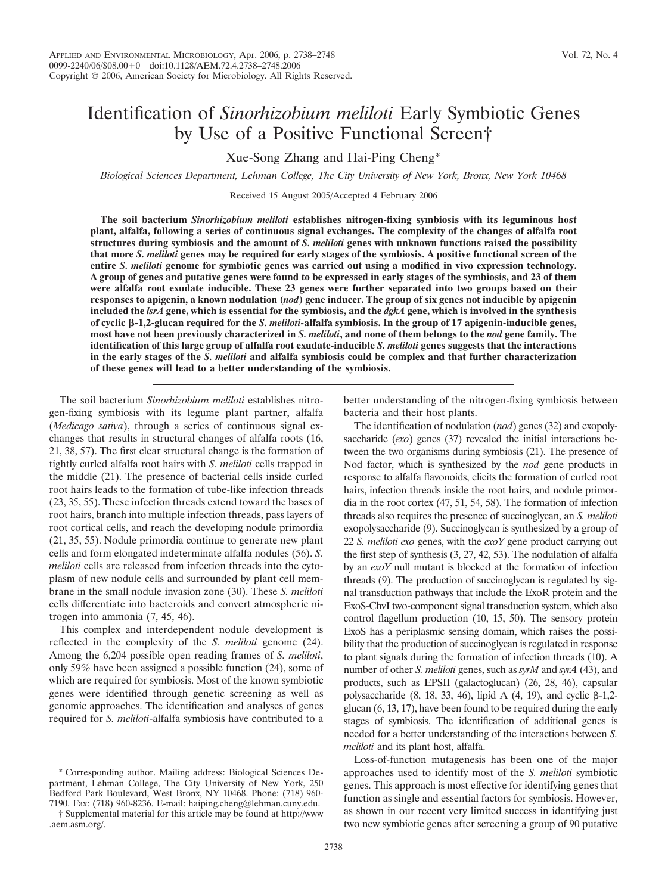# Identification of *Sinorhizobium meliloti* Early Symbiotic Genes by Use of a Positive Functional Screen†

Xue-Song Zhang and Hai-Ping Cheng*

*Biological Sciences Department, Lehman College, The City University of New York, Bronx, New York 10468*

Received 15 August 2005/Accepted 4 February 2006

**The soil bacterium *Sinorhizobium meliloti* establishes nitrogen-fixing symbiosis with its leguminous host plant, alfalfa, following a series of continuous signal exchanges. The complexity of the changes of alfalfa root structures during symbiosis and the amount of *S. meliloti* genes with unknown functions raised the possibility that more *S. meliloti* genes may be required for early stages of the symbiosis. A positive functional screen of the entire *S. meliloti* genome for symbiotic genes was carried out using a modified in vivo expression technology. A group of genes and putative genes were found to be expressed in early stages of the symbiosis, and 23 of them were alfalfa root exudate inducible. These 23 genes were further separated into two groups based on their responses to apigenin, a known nodulation (*nod*) gene inducer. The group of six genes not inducible by apigenin included the *lsrA* gene, which is essential for the symbiosis, and the *dgkA* gene, which is involved in the synthesis of cyclic β-1,2-glucan required for the *S. meliloti*-alfalfa symbiosis. In the group of 17 apigenin-inducible genes, most have not been previously characterized in *S. meliloti*, and none of them belongs to the *nod* gene family. The identification of this large group of alfalfa root exudate-inducible *S. meliloti* genes suggests that the interactions in the early stages of the *S. meliloti* and alfalfa symbiosis could be complex and that further characterization of these genes will lead to a better understanding of the symbiosis.**

The soil bacterium *Sinorhizobium meliloti* establishes nitrogen-fixing symbiosis with its legume plant partner, alfalfa (*Medicago sativa*), through a series of continuous signal exchanges that results in structural changes of alfalfa roots (16, 21, 38, 57). The first clear structural change is the formation of tightly curled alfalfa root hairs with *S. meliloti* cells trapped in the middle (21). The presence of bacterial cells inside curled root hairs leads to the formation of tube-like infection threads (23, 35, 55). These infection threads extend toward the bases of root hairs, branch into multiple infection threads, pass layers of root cortical cells, and reach the developing nodule primordia (21, 35, 55). Nodule primordia continue to generate new plant cells and form elongated indeterminate alfalfa nodules (56). *S. meliloti* cells are released from infection threads into the cytoplasm of new nodule cells and surrounded by plant cell membrane in the small nodule invasion zone (30). These *S. meliloti* cells differentiate into bacteroids and convert atmospheric nitrogen into ammonia (7, 45, 46).

This complex and interdependent nodule development is reflected in the complexity of the *S. meliloti* genome (24). Among the 6,204 possible open reading frames of *S. meliloti*, only 59% have been assigned a possible function (24), some of which are required for symbiosis. Most of the known symbiotic genes were identified through genetic screening as well as genomic approaches. The identification and analyses of genes required for *S. meliloti*-alfalfa symbiosis have contributed to a better understanding of the nitrogen-fixing symbiosis between bacteria and their host plants.

The identification of nodulation (*nod*) genes (32) and exopolysaccharide (*exo*) genes (37) revealed the initial interactions between the two organisms during symbiosis (21). The presence of Nod factor, which is synthesized by the *nod* gene products in response to alfalfa flavonoids, elicits the formation of curled root hairs, infection threads inside the root hairs, and nodule primordia in the root cortex (47, 51, 54, 58). The formation of infection threads also requires the presence of succinoglycan, an *S. meliloti* exopolysaccharide (9). Succinoglycan is synthesized by a group of 22 *S. meliloti exo* genes, with the *exoY* gene product carrying out the first step of synthesis (3, 27, 42, 53). The nodulation of alfalfa by an *exoY* null mutant is blocked at the formation of infection threads (9). The production of succinoglycan is regulated by signal transduction pathways that include the ExoR protein and the ExoS-ChvI two-component signal transduction system, which also control flagellum production (10, 15, 50). The sensory protein ExoS has a periplasmic sensing domain, which raises the possibility that the production of succinoglycan is regulated in response to plant signals during the formation of infection threads (10). A number of other *S. meliloti* genes, such as *syrM* and *syrA* (43), and products, such as EPSII (galactoglucan) (26, 28, 46), capsular polysaccharide (8, 18, 33, 46), lipid A (4, 19), and cyclic β-1,2-glucan (6, 13, 17), have been found to be required during the early stages of symbiosis. The identification of additional genes is needed for a better understanding of the interactions between *S. meliloti* and its plant host, alfalfa.

Loss-of-function mutagenesis has been one of the major approaches used to identify most of the *S. meliloti* symbiotic genes. This approach is most effective for identifying genes that function as single and essential factors for symbiosis. However, as shown in our recent very limited success in identifying just two new symbiotic genes after screening a group of 90 putative

---

\* Corresponding author. Mailing address: Biological Sciences Department, Lehman College, The City University of New York, 250 Bedford Park Boulevard, West Bronx, NY 10468. Phone: (718) 960-7190. Fax: (718) 960-8236. E-mail: haiping.cheng@lehman.cuny.edu.

† Supplemental material for this article may be found at http://www.aem.asm.org/.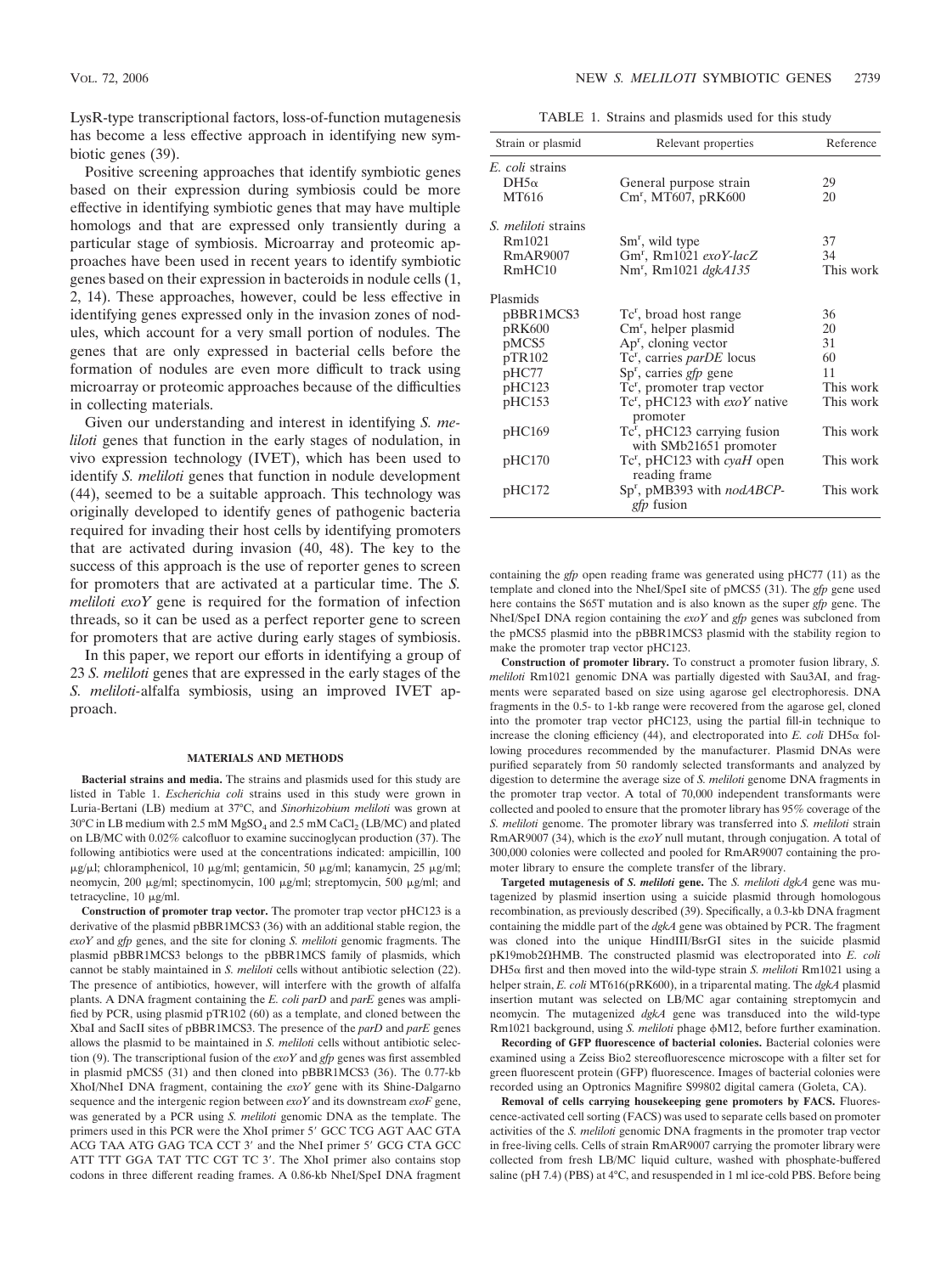LysR-type transcriptional factors, loss-of-function mutagenesis has become a less effective approach in identifying new symbiotic genes (39).

Positive screening approaches that identify symbiotic genes based on their expression during symbiosis could be more effective in identifying symbiotic genes that may have multiple homologs and that are expressed only transiently during a particular stage of symbiosis. Microarray and proteomic approaches have been used in recent years to identify symbiotic genes based on their expression in bacteroids in nodule cells (1, 2, 14). These approaches, however, could be less effective in identifying genes expressed only in the invasion zones of nodules, which account for a very small portion of nodules. The genes that are only expressed in bacterial cells before the formation of nodules are even more difficult to track using microarray or proteomic approaches because of the difficulties in collecting materials.

Given our understanding and interest in identifying *S. meliloti* genes that function in the early stages of nodulation, in vivo expression technology (IVET), which has been used to identify *S. meliloti* genes that function in nodule development (44), seemed to be a suitable approach. This technology was originally developed to identify genes of pathogenic bacteria required for invading their host cells by identifying promoters that are activated during invasion (40, 48). The key to the success of this approach is the use of reporter genes to screen for promoters that are activated at a particular time. The *S. meliloti exoY* gene is required for the formation of infection threads, so it can be used as a perfect reporter gene to screen for promoters that are active during early stages of symbiosis.

In this paper, we report our efforts in identifying a group of 23 *S. meliloti* genes that are expressed in the early stages of the *S. meliloti*-alfalfa symbiosis, using an improved IVET approach.

## MATERIALS AND METHODS

**Bacterial strains and media.** The strains and plasmids used for this study are listed in Table 1. *Escherichia coli* strains used in this study were grown in Luria-Bertani (LB) medium at 37°C, and *Sinorhizobium meliloti* was grown at 30°C in LB medium with 2.5 mM $MgSO_4$ and 2.5 mM $CaCl_2$ (LB/MC) and plated on LB/MC with 0.02% calcofluor to examine succinoglycan production (37). The following antibiotics were used at the concentrations indicated: ampicillin, 100 μg/μl; chloramphenicol, 10 μg/ml; gentamicin, 50 μg/ml; kanamycin, 25 μg/ml; neomycin, 200 μg/ml; spectinomycin, 100 μg/ml; streptomycin, 500 μg/ml; and tetracycline, 10 μg/ml.

**Construction of promoter trap vector.** The promoter trap vector pHC123 is a derivative of the plasmid pBBR1MCS3 (36) with an additional stable region, the *exoY* and *gfp* genes, and the site for cloning *S. meliloti* genomic fragments. The plasmid pBBR1MCS3 belongs to the pBBR1MCS family of plasmids, which cannot be stably maintained in *S. meliloti* cells without antibiotic selection (22). The presence of antibiotics, however, will interfere with the growth of alfalfa plants. A DNA fragment containing the *E. coli parD* and *parE* genes was amplified by PCR, using plasmid pTR102 (60) as a template, and cloned between the XbaI and SacII sites of pBBR1MCS3. The presence of the *parD* and *parE* genes allows the plasmid to be maintained in *S. meliloti* cells without antibiotic selection (9). The transcriptional fusion of the *exoY* and *gfp* genes was first assembled in plasmid pMCS5 (31) and then cloned into pBBR1MCS3 (36). The 0.77-kb XhoI/NheI DNA fragment, containing the *exoY* gene with its Shine-Dalgarno sequence and the intergenic region between *exoY* and its downstream *exoF* gene, was generated by a PCR using *S. meliloti* genomic DNA as the template. The primers used in this PCR were the XhoI primer 5′ GCC TCG AGT AAC GTA ACG TAA ATG GAG TCA CCT 3′ and the NheI primer 5′ GCG CTA GCC ATT TTT GGA TAT TTC CGT TC 3′. The XhoI primer also contains stop codons in three different reading frames. A 0.86-kb NheI/SpeI DNA fragment containing the *gfp* open reading frame was generated using pHC77 (11) as the template and cloned into the NheI/SpeI site of pMCS5 (31). The *gfp* gene used here contains the S65T mutation and is also known as the super *gfp* gene. The NheI/SpeI DNA region containing the *exoY* and *gfp* genes was subcloned from the pMCS5 plasmid into the pBBR1MCS3 plasmid with the stability region to make the promoter trap vector pHC123.

**Construction of promoter library.** To construct a promoter fusion library, *S. meliloti* Rm1021 genomic DNA was partially digested with Sau3AI, and fragments were separated based on size using agarose gel electrophoresis. DNA fragments in the 0.5- to 1-kb range were recovered from the agarose gel, cloned into the promoter trap vector pHC123, using the partial fill-in technique to increase the cloning efficiency (44), and electroporated into *E. coli* DH5α following procedures recommended by the manufacturer. Plasmid DNAs were purified separately from 50 randomly selected transformants and analyzed by digestion to determine the average size of *S. meliloti* genome DNA fragments in the promoter trap vector. A total of 70,000 independent transformants were collected and pooled to ensure that the promoter library has 95% coverage of the *S. meliloti* genome. The promoter library was transferred into *S. meliloti* strain RmAR9007 (34), which is the *exoY* null mutant, through conjugation. A total of 300,000 colonies were collected and pooled for RmAR9007 containing the promoter library to ensure the complete transfer of the library.

**Targeted mutagenesis of *S. meliloti* gene.** The *S. meliloti dgkA* gene was mutagenized by plasmid insertion using a suicide plasmid through homologous recombination, as previously described (39). Specifically, a 0.3-kb DNA fragment containing the middle part of the *dgkA* gene was obtained by PCR. The fragment was cloned into the unique HindIII/BsrGI sites in the suicide plasmid pK19mob2ΩHMB. The constructed plasmid was electroporated into *E. coli* DH5α first and then moved into the wild-type strain *S. meliloti* Rm1021 using a helper strain, *E. coli* MT616(pRK600), in a triparental mating. The *dgkA* plasmid insertion mutant was selected on LB/MC agar containing streptomycin and neomycin. The mutagenized *dgkA* gene was transduced into the wild-type Rm1021 background, using *S. meliloti* phage ϕM12, before further examination.

**Recording of GFP fluorescence of bacterial colonies.** Bacterial colonies were examined using a Zeiss Bio2 stereofluorescence microscope with a filter set for green fluorescent protein (GFP) fluorescence. Images of bacterial colonies were recorded using an Optronics Magnifire S99802 digital camera (Goleta, CA).

**Removal of cells carrying housekeeping gene promoters by FACS.** Fluorescence-activated cell sorting (FACS) was used to separate cells based on promoter activities of the *S. meliloti* genomic DNA fragments in the promoter trap vector in free-living cells. Cells of strain RmAR9007 carrying the promoter library were collected from fresh LB/MC liquid culture, washed with phosphate-buffered saline (pH 7.4) (PBS) at 4°C, and resuspended in 1 ml ice-cold PBS. Before being

TABLE 1. Strains and plasmids used for this study

| Strain or plasmid | Relevant properties | Reference |
|---|---|---|
| *E. coli* strains | | |
| DH5α | General purpose strain | 29 |
| MT616 | Cm$^r$, MT607, pRK600 | 20 |
| *S. meliloti* strains | | |
| Rm1021 | Sm$^r$, wild type | 37 |
| RmAR9007 | Gm$^r$, Rm1021 *exoY-lacZ* | 34 |
| RmHC10 | Nm$^r$, Rm1021 *dgkA135* | This work |
| Plasmids | | |
| pBBR1MCS3 | Tc$^r$, broad host range | 36 |
| pRK600 | Cm$^r$, helper plasmid | 20 |
| pMCS5 | Ap$^r$, cloning vector | 31 |
| pTR102 | Tc$^r$, carries *parDE* locus | 60 |
| pHC77 | Sp$^r$, carries *gfp* gene | 11 |
| pHC123 | Tc$^r$, promoter trap vector | This work |
| pHC153 | Tc$^r$, pHC123 with *exoY* native promoter | This work |
| pHC169 | Tc$^r$, pHC123 carrying fusion with SMb21651 promoter | This work |
| pHC170 | Tc$^r$, pHC123 with *cyaH* open reading frame | This work |
| pHC172 | Sp$^r$, pMB393 with *nodABCP-gfp* fusion | This work |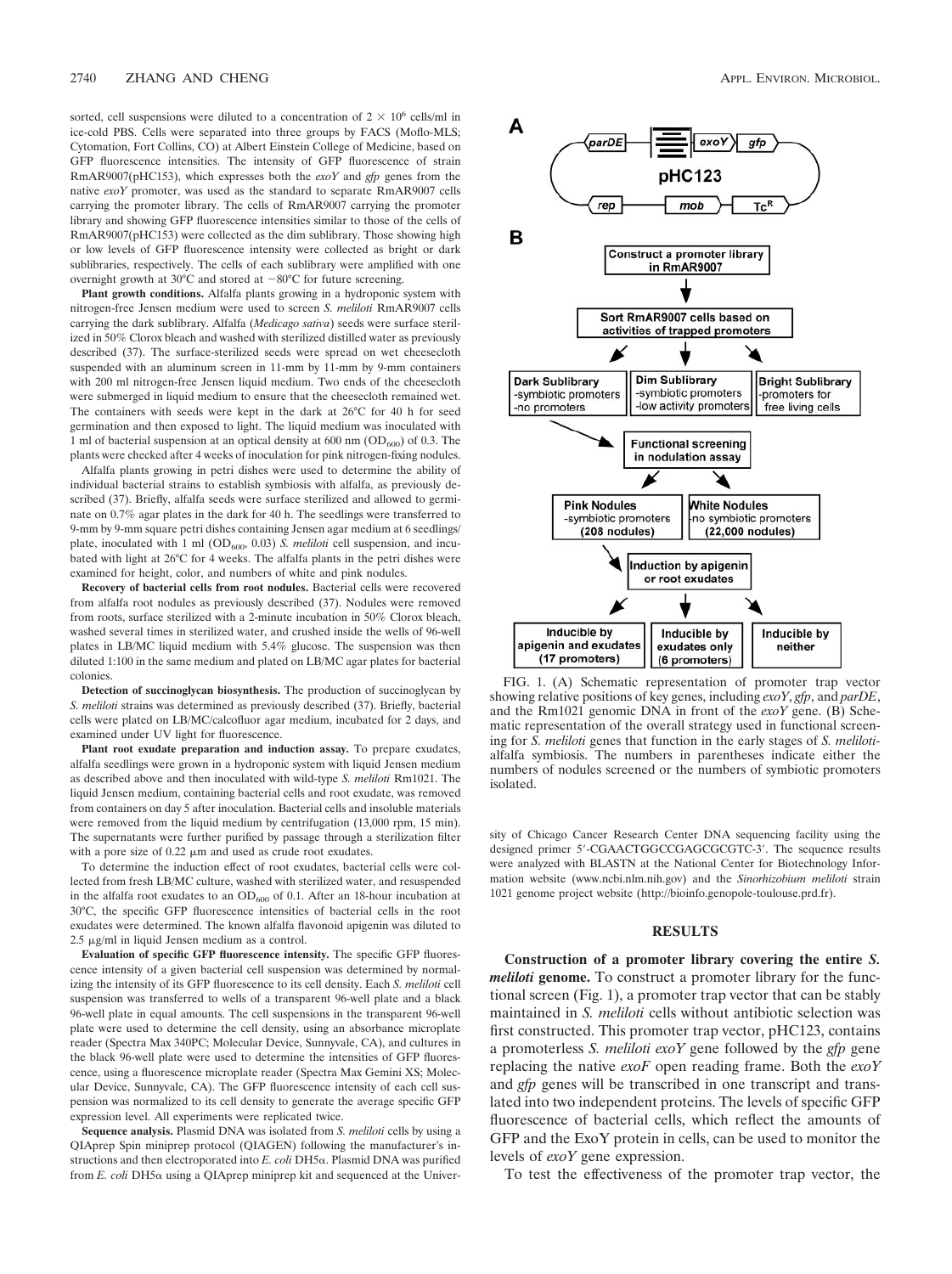sorted, cell suspensions were diluted to a concentration of $2 \times 10^6$ cells/ml in ice-cold PBS. Cells were separated into three groups by FACS (Moflo-MLS; Cytomation, Fort Collins, CO) at Albert Einstein College of Medicine, based on GFP fluorescence intensities. The intensity of GFP fluorescence of strain RmAR9007(pHC153), which expresses both the *exoY* and *gfp* genes from the native *exoY* promoter, was used as the standard to separate RmAR9007 cells carrying the promoter library. The cells of RmAR9007 carrying the promoter library and showing GFP fluorescence intensities similar to those of the cells of RmAR9007(pHC153) were collected as the dim sublibrary. Those showing high or low levels of GFP fluorescence intensity were collected as bright or dark sublibraries, respectively. The cells of each sublibrary were amplified with one overnight growth at 30°C and stored at −80°C for future screening.

**Plant growth conditions.** Alfalfa plants growing in a hydroponic system with nitrogen-free Jensen medium were used to screen *S. meliloti* RmAR9007 cells carrying the dark sublibrary. Alfalfa (*Medicago sativa*) seeds were surface sterilized in 50% Clorox bleach and washed with sterilized distilled water as previously described (37). The surface-sterilized seeds were spread on wet cheesecloth suspended with an aluminum screen in 11-mm by 11-mm by 9-mm containers with 200 ml nitrogen-free Jensen liquid medium. Two ends of the cheesecloth were submerged in liquid medium to ensure that the cheesecloth remained wet. The containers with seeds were kept in the dark at 26°C for 40 h for seed germination and then exposed to light. The liquid medium was inoculated with 1 ml of bacterial suspension at an optical density at 600 nm ($OD_{600}$) of 0.3. The plants were checked after 4 weeks of inoculation for pink nitrogen-fixing nodules.

Alfalfa plants growing in petri dishes were used to determine the ability of individual bacterial strains to establish symbiosis with alfalfa, as previously described (37). Briefly, alfalfa seeds were surface sterilized and allowed to germinate on 0.7% agar plates in the dark for 40 h. The seedlings were transferred to 9-mm by 9-mm square petri dishes containing Jensen agar medium at 6 seedlings/plate, inoculated with 1 ml ($OD_{600}$, 0.03) *S. meliloti* cell suspension, and incubated with light at 26°C for 4 weeks. The alfalfa plants in the petri dishes were examined for height, color, and numbers of white and pink nodules.

**Recovery of bacterial cells from root nodules.** Bacterial cells were recovered from alfalfa root nodules as previously described (37). Nodules were removed from roots, surface sterilized with a 2-minute incubation in 50% Clorox bleach, washed several times in sterilized water, and crushed inside the wells of 96-well plates in LB/MC liquid medium with 5.4% glucose. The suspension was then diluted 1:100 in the same medium and plated on LB/MC agar plates for bacterial colonies.

**Detection of succinoglycan biosynthesis.** The production of succinoglycan by *S. meliloti* strains was determined as previously described (37). Briefly, bacterial cells were plated on LB/MC/calcofluor agar medium, incubated for 2 days, and examined under UV light for fluorescence.

**Plant root exudate preparation and induction assay.** To prepare exudates, alfalfa seedlings were grown in a hydroponic system with liquid Jensen medium as described above and then inoculated with wild-type *S. meliloti* Rm1021. The liquid Jensen medium, containing bacterial cells and root exudate, was removed from containers on day 5 after inoculation. Bacterial cells and insoluble materials were removed from the liquid medium by centrifugation (13,000 rpm, 15 min). The supernatants were further purified by passage through a sterilization filter with a pore size of 0.22 μm and used as crude root exudates.

To determine the induction effect of root exudates, bacterial cells were collected from fresh LB/MC culture, washed with sterilized water, and resuspended in the alfalfa root exudates to an $OD_{600}$ of 0.1. After an 18-hour incubation at 30°C, the specific GFP fluorescence intensities of bacterial cells in the root exudates were determined. The known alfalfa flavonoid apigenin was diluted to 2.5 μg/ml in liquid Jensen medium as a control.

**Evaluation of specific GFP fluorescence intensity.** The specific GFP fluorescence intensity of a given bacterial cell suspension was determined by normalizing the intensity of its GFP fluorescence to its cell density. Each *S. meliloti* cell suspension was transferred to wells of a transparent 96-well plate and a black 96-well plate in equal amounts. The cell suspensions in the transparent 96-well plate were used to determine the cell density, using an absorbance microplate reader (Spectra Max 340PC; Molecular Device, Sunnyvale, CA), and cultures in the black 96-well plate were used to determine the intensities of GFP fluorescence, using a fluorescence microplate reader (Spectra Max Gemini XS; Molecular Device, Sunnyvale, CA). The GFP fluorescence intensity of each cell suspension was normalized to its cell density to generate the average specific GFP expression level. All experiments were replicated twice.

**Sequence analysis.** Plasmid DNA was isolated from *S. meliloti* cells by using a QIAprep Spin miniprep protocol (QIAGEN) following the manufacturer's instructions and then electroporated into *E. coli* DH5α. Plasmid DNA was purified from *E. coli* DH5α using a QIAprep miniprep kit and sequenced at the University of Chicago Cancer Research Center DNA sequencing facility using the designed primer 5′-CGAACTGGCCGAGCGCGTC-3′. The sequence results were analyzed with BLASTN at the National Center for Biotechnology Information website (www.ncbi.nlm.nih.gov) and the *Sinorhizobium meliloti* strain 1021 genome project website (http://bioinfo.genopole-toulouse.prd.fr).

FIG. 1. (A) Schematic representation of promoter trap vector showing relative positions of key genes, including *exoY*, *gfp*, and *parDE*, and the Rm1021 genomic DNA in front of the *exoY* gene. (B) Schematic representation of the overall strategy used in functional screening for *S. meliloti* genes that function in the early stages of *S. meliloti*-alfalfa symbiosis. The numbers in parentheses indicate either the numbers of nodules screened or the numbers of symbiotic promoters isolated.

## RESULTS

**Construction of a promoter library covering the entire *S. meliloti* genome.** To construct a promoter library for the functional screen (Fig. 1), a promoter trap vector that can be stably maintained in *S. meliloti* cells without antibiotic selection was first constructed. This promoter trap vector, pHC123, contains a promoterless *S. meliloti exoY* gene followed by the *gfp* gene replacing the native *exoF* open reading frame. Both the *exoY* and *gfp* genes will be transcribed in one transcript and translated into two independent proteins. The levels of specific GFP fluorescence of bacterial cells, which reflect the amounts of GFP and the ExoY protein in cells, can be used to monitor the levels of *exoY* gene expression.

To test the effectiveness of the promoter trap vector, the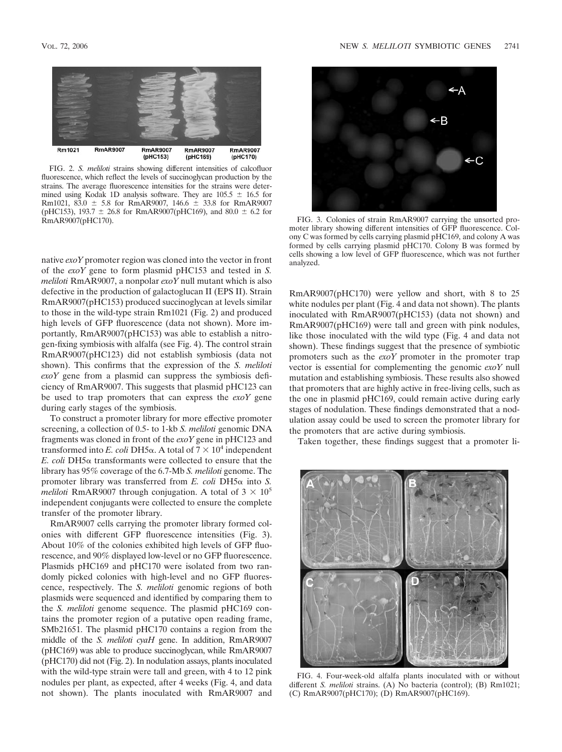Rm1021 RmAR9007 RmAR9007 (pHC153) RmAR9007 (pHC169) RmAR9007 (pHC170)

FIG. 2. *S. meliloti* strains showing different intensities of calcofluor fluorescence, which reflect the levels of succinoglycan production by the strains. The average fluorescence intensities for the strains were determined using Kodak 1D analysis software. They are $105.5 \pm 16.5$ for Rm1021, $83.0 \pm 5.8$ for RmAR9007, $146.6 \pm 33.8$ for RmAR9007 (pHC153), $193.7 \pm 26.8$ for RmAR9007(pHC169), and $80.0 \pm 6.2$ for RmAR9007(pHC170).

native *exoY* promoter region was cloned into the vector in front of the *exoY* gene to form plasmid pHC153 and tested in *S. meliloti* RmAR9007, a nonpolar *exoY* null mutant which is also defective in the production of galactoglucan II (EPS II). Strain RmAR9007(pHC153) produced succinoglycan at levels similar to those in the wild-type strain Rm1021 (Fig. 2) and produced high levels of GFP fluorescence (data not shown). More importantly, RmAR9007(pHC153) was able to establish a nitrogen-fixing symbiosis with alfalfa (see Fig. 4). The control strain RmAR9007(pHC123) did not establish symbiosis (data not shown). This confirms that the expression of the *S. meliloti exoY* gene from a plasmid can suppress the symbiosis deficiency of RmAR9007. This suggests that plasmid pHC123 can be used to trap promoters that can express the *exoY* gene during early stages of the symbiosis.

To construct a promoter library for more effective promoter screening, a collection of 0.5- to 1-kb *S. meliloti* genomic DNA fragments was cloned in front of the *exoY* gene in pHC123 and transformed into *E. coli* DH5α. A total of $7 \times 10^4$ independent *E. coli* DH5α transformants were collected to ensure that the library has 95% coverage of the 6.7-Mb *S. meliloti* genome. The promoter library was transferred from *E. coli* DH5α into *S. meliloti* RmAR9007 through conjugation. A total of $3 \times 10^5$ independent conjugants were collected to ensure the complete transfer of the promoter library.

RmAR9007 cells carrying the promoter library formed colonies with different GFP fluorescence intensities (Fig. 3). About 10% of the colonies exhibited high levels of GFP fluorescence, and 90% displayed low-level or no GFP fluorescence. Plasmids pHC169 and pHC170 were isolated from two randomly picked colonies with high-level and no GFP fluorescence, respectively. The *S. meliloti* genomic regions of both plasmids were sequenced and identified by comparing them to the *S. meliloti* genome sequence. The plasmid pHC169 contains the promoter region of a putative open reading frame, SMb21651. The plasmid pHC170 contains a region from the middle of the *S. meliloti cyaH* gene. In addition, RmAR9007 (pHC169) was able to produce succinoglycan, while RmAR9007 (pHC170) did not (Fig. 2). In nodulation assays, plants inoculated with the wild-type strain were tall and green, with 4 to 12 pink nodules per plant, as expected, after 4 weeks (Fig. 4, and data not shown). The plants inoculated with RmAR9007 and RmAR9007(pHC170) were yellow and short, with 8 to 25 white nodules per plant (Fig. 4 and data not shown). The plants inoculated with RmAR9007(pHC153) (data not shown) and RmAR9007(pHC169) were tall and green with pink nodules, like those inoculated with the wild type (Fig. 4 and data not shown). These findings suggest that the presence of symbiotic promoters such as the *exoY* promoter in the promoter trap vector is essential for complementing the genomic *exoY* null mutation and establishing symbiosis. These results also showed that promoters that are highly active in free-living cells, such as the one in plasmid pHC169, could remain active during early stages of nodulation. These findings demonstrated that a nodulation assay could be used to screen the promoter library for the promoters that are active during symbiosis.

Taken together, these findings suggest that a promoter li-

FIG. 3. Colonies of strain RmAR9007 carrying the unsorted promoter library showing different intensities of GFP fluorescence. Colony C was formed by cells carrying plasmid pHC169, and colony A was formed by cells carrying plasmid pHC170. Colony B was formed by cells showing a low level of GFP fluorescence, which was not further analyzed.

FIG. 4. Four-week-old alfalfa plants inoculated with or without different *S. meliloti* strains. (A) No bacteria (control); (B) Rm1021; (C) RmAR9007(pHC170); (D) RmAR9007(pHC169).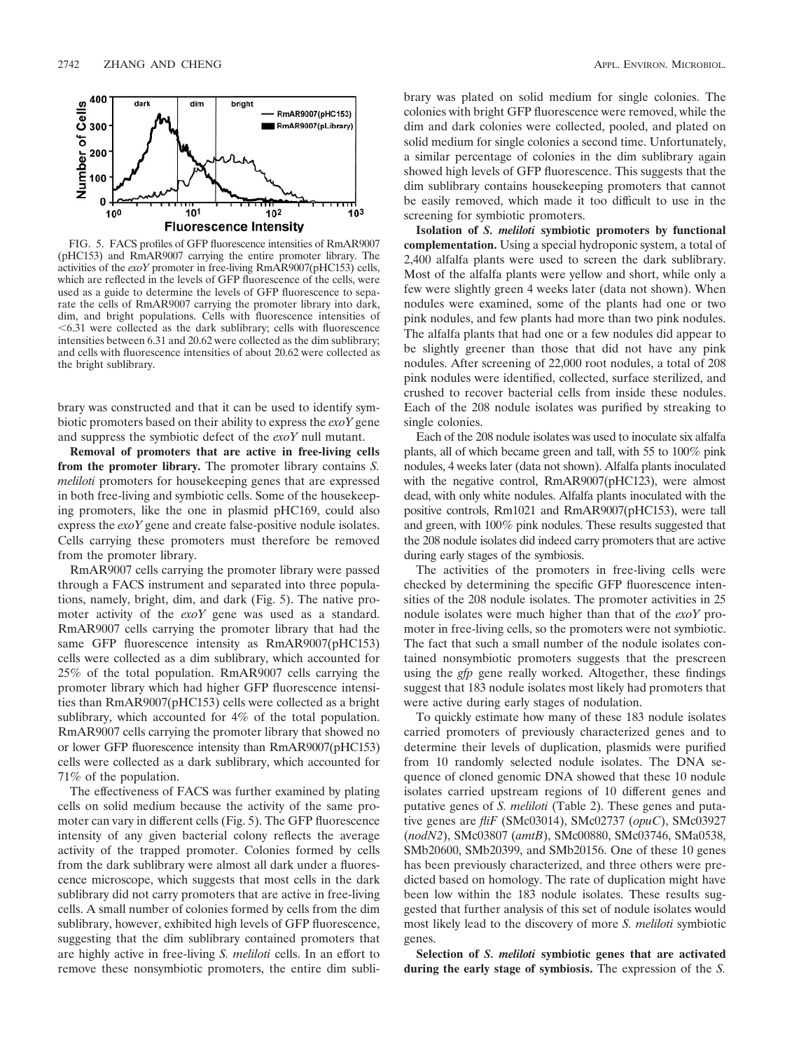FIG. 5. FACS profiles of GFP fluorescence intensities of RmAR9007 (pHC153) and RmAR9007 carrying the entire promoter library. The activities of the *exoY* promoter in free-living RmAR9007(pHC153) cells, which are reflected in the levels of GFP fluorescence of the cells, were used as a guide to determine the levels of GFP fluorescence to separate the cells of RmAR9007 carrying the promoter library into dark, dim, and bright populations. Cells with fluorescence intensities of <6.31 were collected as the dark sublibrary; cells with fluorescence intensities between 6.31 and 20.62 were collected as the dim sublibrary; and cells with fluorescence intensities of about 20.62 were collected as the bright sublibrary.

brary was constructed and that it can be used to identify symbiotic promoters based on their ability to express the *exoY* gene and suppress the symbiotic defect of the *exoY* null mutant.

**Removal of promoters that are active in free-living cells from the promoter library.** The promoter library contains *S. meliloti* promoters for housekeeping genes that are expressed in both free-living and symbiotic cells. Some of the housekeeping promoters, like the one in plasmid pHC169, could also express the *exoY* gene and create false-positive nodule isolates. Cells carrying these promoters must therefore be removed from the promoter library.

RmAR9007 cells carrying the promoter library were passed through a FACS instrument and separated into three populations, namely, bright, dim, and dark (Fig. 5). The native promoter activity of the *exoY* gene was used as a standard. RmAR9007 cells carrying the promoter library that had the same GFP fluorescence intensity as RmAR9007(pHC153) cells were collected as a dim sublibrary, which accounted for 25% of the total population. RmAR9007 cells carrying the promoter library which had higher GFP fluorescence intensities than RmAR9007(pHC153) cells were collected as a bright sublibrary, which accounted for 4% of the total population. RmAR9007 cells carrying the promoter library that showed no or lower GFP fluorescence intensity than RmAR9007(pHC153) cells were collected as a dark sublibrary, which accounted for 71% of the population.

The effectiveness of FACS was further examined by plating cells on solid medium because the activity of the same promoter can vary in different cells (Fig. 5). The GFP fluorescence intensity of any given bacterial colony reflects the average activity of the trapped promoter. Colonies formed by cells from the dark sublibrary were almost all dark under a fluorescence microscope, which suggests that most cells in the dark sublibrary did not carry promoters that are active in free-living cells. A small number of colonies formed by cells from the dim sublibrary, however, exhibited high levels of GFP fluorescence, suggesting that the dim sublibrary contained promoters that are highly active in free-living *S. meliloti* cells. In an effort to remove these nonsymbiotic promoters, the entire dim sublibrary was plated on solid medium for single colonies. The colonies with bright GFP fluorescence were removed, while the dim and dark colonies were collected, pooled, and plated on solid medium for single colonies a second time. Unfortunately, a similar percentage of colonies in the dim sublibrary again showed high levels of GFP fluorescence. This suggests that the dim sublibrary contains housekeeping promoters that cannot be easily removed, which made it too difficult to use in the screening for symbiotic promoters.

**Isolation of *S. meliloti* symbiotic promoters by functional complementation.** Using a special hydroponic system, a total of 2,400 alfalfa plants were used to screen the dark sublibrary. Most of the alfalfa plants were yellow and short, while only a few were slightly green 4 weeks later (data not shown). When nodules were examined, some of the plants had one or two pink nodules, and few plants had more than two pink nodules. The alfalfa plants that had one or a few nodules did appear to be slightly greener than those that did not have any pink nodules. After screening of 22,000 root nodules, a total of 208 pink nodules were identified, collected, surface sterilized, and crushed to recover bacterial cells from inside these nodules. Each of the 208 nodule isolates was purified by streaking to single colonies.

Each of the 208 nodule isolates was used to inoculate six alfalfa plants, all of which became green and tall, with 55 to 100% pink nodules, 4 weeks later (data not shown). Alfalfa plants inoculated with the negative control, RmAR9007(pHC123), were almost dead, with only white nodules. Alfalfa plants inoculated with the positive controls, Rm1021 and RmAR9007(pHC153), were tall and green, with 100% pink nodules. These results suggested that the 208 nodule isolates did indeed carry promoters that are active during early stages of the symbiosis.

The activities of the promoters in free-living cells were checked by determining the specific GFP fluorescence intensities of the 208 nodule isolates. The promoter activities in 25 nodule isolates were much higher than that of the *exoY* promoter in free-living cells, so the promoters were not symbiotic. The fact that such a small number of the nodule isolates contained nonsymbiotic promoters suggests that the prescreen using the *gfp* gene really worked. Altogether, these findings suggest that 183 nodule isolates most likely had promoters that were active during early stages of nodulation.

To quickly estimate how many of these 183 nodule isolates carried promoters of previously characterized genes and to determine their levels of duplication, plasmids were purified from 10 randomly selected nodule isolates. The DNA sequence of cloned genomic DNA showed that these 10 nodule isolates carried upstream regions of 10 different genes and putative genes of *S. meliloti* (Table 2). These genes and putative genes are *fliF* (SMc03014), SMc02737 (*opuC*), SMc03927 (*nodN2*), SMc03807 (*amtB*), SMc00880, SMc03746, SMa0538, SMb20600, SMb20399, and SMb20156. One of these 10 genes has been previously characterized, and three others were predicted based on homology. The rate of duplication might have been low within the 183 nodule isolates. These results suggested that further analysis of this set of nodule isolates would most likely lead to the discovery of more *S. meliloti* symbiotic genes.

**Selection of *S. meliloti* symbiotic genes that are activated during the early stage of symbiosis.** The expression of the *S.*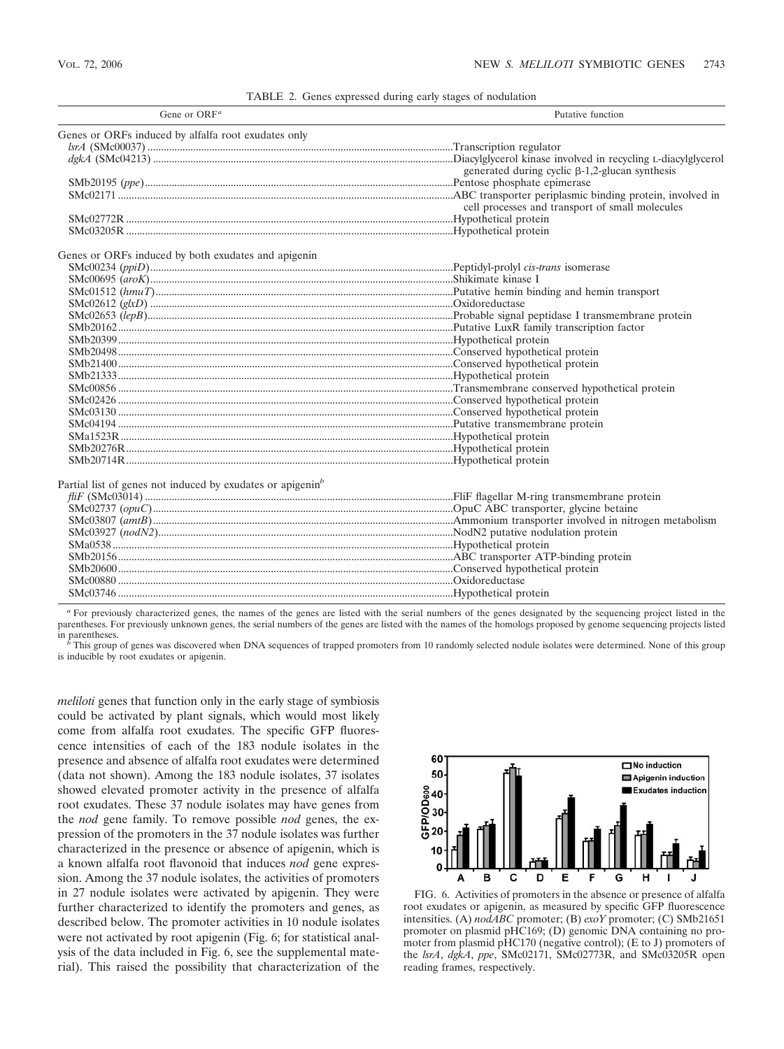TABLE 2. Genes expressed during early stages of nodulation

| Gene or ORF[a] | Putative function |
| --- | --- |
| Genes or ORFs induced by alfalfa root exudates only | |
| *lsrA* (SMc00037) | Transcription regulator |
| *dgkA* (SMc04213) | Diacylglycerol kinase involved in recycling L-diacylglycerol generated during cyclic β-1,2-glucan synthesis |
| SMb20195 (*ppe*) | Pentose phosphate epimerase |
| SMc02171 | ABC transporter periplasmic binding protein, involved in cell processes and transport of small molecules |
| SMc02772R | Hypothetical protein |
| SMc03205R | Hypothetical protein |
| Genes or ORFs induced by both exudates and apigenin | |
| SMc00234 (*ppiD*) | Peptidyl-prolyl *cis-trans* isomerase |
| SMc00695 (*aroK*) | Shikimate kinase I |
| SMc01512 (*hmuT*) | Putative hemin binding and hemin transport |
| SMc02612 (*glxD*) | Oxidoreductase |
| SMc02653 (*lepB*) | Probable signal peptidase I transmembrane protein |
| SMb20162 | Putative LuxR family transcription factor |
| SMb20399 | Hypothetical protein |
| SMb20498 | Conserved hypothetical protein |
| SMb21400 | Conserved hypothetical protein |
| SMb21333 | Hypothetical protein |
| SMc00856 | Transmembrane conserved hypothetical protein |
| SMc02426 | Conserved hypothetical protein |
| SMc03130 | Conserved hypothetical protein |
| SMc04194 | Putative transmembrane protein |
| SMa1523R | Hypothetical protein |
| SMb20276R | Hypothetical protein |
| SMb20714R | Hypothetical protein |
| Partial list of genes not induced by exudates or apigenin[b] | |
| *fliF* (SMc03014) | FliF flagellar M-ring transmembrane protein |
| SMc02737 (*opuC*) | OpuC ABC transporter, glycine betaine |
| SMc03807 (*amtB*) | Ammonium transporter involved in nitrogen metabolism |
| SMc03927 (*nodN2*) | NodN2 putative nodulation protein |
| SMa0538 | Hypothetical protein |
| SMb20156 | ABC transporter ATP-binding protein |
| SMb20600 | Conserved hypothetical protein |
| SMc00880 | Oxidoreductase |
| SMc03746 | Hypothetical protein |

[a] For previously characterized genes, the names of the genes are listed with the serial numbers of the genes designated by the sequencing project listed in the parentheses. For previously unknown genes, the serial numbers of the genes are listed with the names of the homologs proposed by genome sequencing projects listed in parentheses.

[b] This group of genes was discovered when DNA sequences of trapped promoters from 10 randomly selected nodule isolates were determined. None of this group is inducible by root exudates or apigenin.

*meliloti* genes that function only in the early stage of symbiosis could be activated by plant signals, which would most likely come from alfalfa root exudates. The specific GFP fluorescence intensities of each of the 183 nodule isolates in the presence and absence of alfalfa root exudates were determined (data not shown). Among the 183 nodule isolates, 37 isolates showed elevated promoter activity in the presence of alfalfa root exudates. These 37 nodule isolates may have genes from the *nod* gene family. To remove possible *nod* genes, the expression of the promoters in the 37 nodule isolates was further characterized in the presence or absence of apigenin, which is a known alfalfa root flavonoid that induces *nod* gene expression. Among the 37 nodule isolates, the activities of promoters in 27 nodule isolates were activated by apigenin. They were further characterized to identify the promoters and genes, as described below. The promoter activities in 10 nodule isolates were not activated by root apigenin (Fig. 6; for statistical analysis of the data included in Fig. 6, see the supplemental material). This raised the possibility that characterization of the

FIG. 6. Activities of promoters in the absence or presence of alfalfa root exudates or apigenin, as measured by specific GFP fluorescence intensities. (A) *nodABC* promoter; (B) *exoY* promoter; (C) SMb21651 promoter on plasmid pHC169; (D) genomic DNA containing no promoter from plasmid pHC170 (negative control); (E to J) promoters of the *lsrA*, *dgkA*, *ppe*, SMc02171, SMc02773R, and SMc03205R open reading frames, respectively.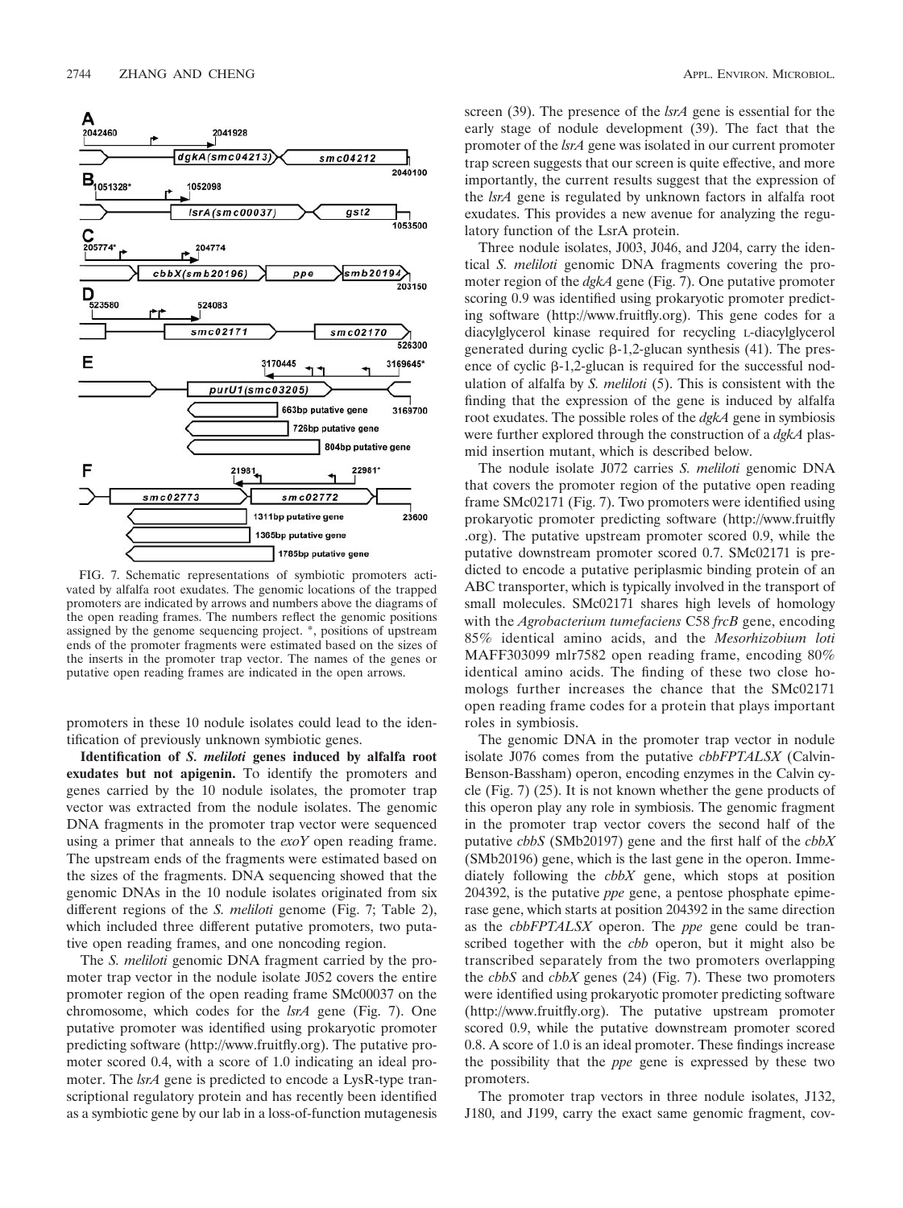FIG. 7. Schematic representations of symbiotic promoters activated by alfalfa root exudates. The genomic locations of the trapped promoters are indicated by arrows and numbers above the diagrams of the open reading frames. The numbers reflect the genomic positions assigned by the genome sequencing project. *, positions of upstream ends of the promoter fragments were estimated based on the sizes of the inserts in the promoter trap vector. The names of the genes or putative open reading frames are indicated in the open arrows.

promoters in these 10 nodule isolates could lead to the identification of previously unknown symbiotic genes.

**Identification of *S. meliloti* genes induced by alfalfa root exudates but not apigenin.** To identify the promoters and genes carried by the 10 nodule isolates, the promoter trap vector was extracted from the nodule isolates. The genomic DNA fragments in the promoter trap vector were sequenced using a primer that anneals to the *exoY* open reading frame. The upstream ends of the fragments were estimated based on the sizes of the fragments. DNA sequencing showed that the genomic DNAs in the 10 nodule isolates originated from six different regions of the *S. meliloti* genome (Fig. 7; Table 2), which included three different putative promoters, two putative open reading frames, and one noncoding region.

The *S. meliloti* genomic DNA fragment carried by the promoter trap vector in the nodule isolate J052 covers the entire promoter region of the open reading frame SMc00037 on the chromosome, which codes for the *lsrA* gene (Fig. 7). One putative promoter was identified using prokaryotic promoter predicting software (http://www.fruitfly.org). The putative promoter scored 0.4, with a score of 1.0 indicating an ideal promoter. The *lsrA* gene is predicted to encode a LysR-type transcriptional regulatory protein and has recently been identified as a symbiotic gene by our lab in a loss-of-function mutagenesis screen (39). The presence of the *lsrA* gene is essential for the early stage of nodule development (39). The fact that the promoter of the *lsrA* gene was isolated in our current promoter trap screen suggests that our screen is quite effective, and more importantly, the current results suggest that the expression of the *lsrA* gene is regulated by unknown factors in alfalfa root exudates. This provides a new avenue for analyzing the regulatory function of the LsrA protein.

Three nodule isolates, J003, J046, and J204, carry the identical *S. meliloti* genomic DNA fragments covering the promoter region of the *dgkA* gene (Fig. 7). One putative promoter scoring 0.9 was identified using prokaryotic promoter predicting software (http://www.fruitfly.org). This gene codes for a diacylglycerol kinase required for recycling L-diacylglycerol generated during cyclic β-1,2-glucan synthesis (41). The presence of cyclic β-1,2-glucan is required for the successful nodulation of alfalfa by *S. meliloti* (5). This is consistent with the finding that the expression of the gene is induced by alfalfa root exudates. The possible roles of the *dgkA* gene in symbiosis were further explored through the construction of a *dgkA* plasmid insertion mutant, which is described below.

The nodule isolate J072 carries *S. meliloti* genomic DNA that covers the promoter region of the putative open reading frame SMc02171 (Fig. 7). Two promoters were identified using prokaryotic promoter predicting software (http://www.fruitfly.org). The putative upstream promoter scored 0.9, while the putative downstream promoter scored 0.7. SMc02171 is predicted to encode a putative periplasmic binding protein of an ABC transporter, which is typically involved in the transport of small molecules. SMc02171 shares high levels of homology with the *Agrobacterium tumefaciens* C58 *frcB* gene, encoding 85% identical amino acids, and the *Mesorhizobium loti* MAFF303099 mlr7582 open reading frame, encoding 80% identical amino acids. The finding of these two close homologs further increases the chance that the SMc02171 open reading frame codes for a protein that plays important roles in symbiosis.

The genomic DNA in the promoter trap vector in nodule isolate J076 comes from the putative *cbbFPTALSX* (Calvin-Benson-Bassham) operon, encoding enzymes in the Calvin cycle (Fig. 7) (25). It is not known whether the gene products of this operon play any role in symbiosis. The genomic fragment in the promoter trap vector covers the second half of the putative *cbbS* (SMb20197) gene and the first half of the *cbbX* (SMb20196) gene, which is the last gene in the operon. Immediately following the *cbbX* gene, which stops at position 204392, is the putative *ppe* gene, a pentose phosphate epimerase gene, which starts at position 204392 in the same direction as the *cbbFPTALSX* operon. The *ppe* gene could be transcribed together with the *cbb* operon, but it might also be transcribed separately from the two promoters overlapping the *cbbS* and *cbbX* genes (24) (Fig. 7). These two promoters were identified using prokaryotic promoter predicting software (http://www.fruitfly.org). The putative upstream promoter scored 0.9, while the putative downstream promoter scored 0.8. A score of 1.0 is an ideal promoter. These findings increase the possibility that the *ppe* gene is expressed by these two promoters.

The promoter trap vectors in three nodule isolates, J132, J180, and J199, carry the exact same genomic fragment, cov-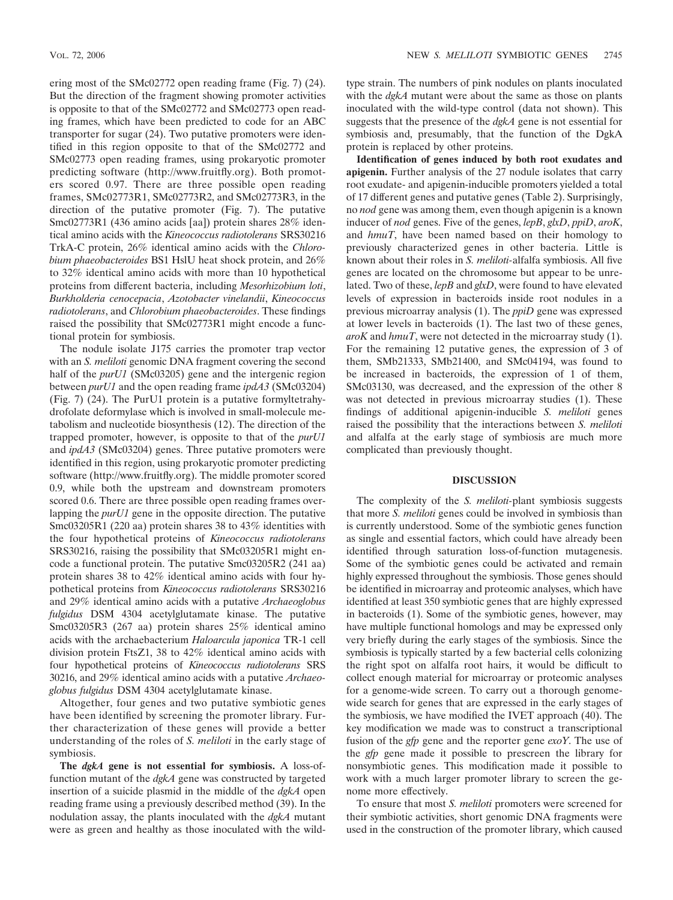ering most of the SMc02772 open reading frame (Fig. 7) (24). But the direction of the fragment showing promoter activities is opposite to that of the SMc02772 and SMc02773 open reading frames, which have been predicted to code for an ABC transporter for sugar (24). Two putative promoters were identified in this region opposite to that of the SMc02772 and SMc02773 open reading frames, using prokaryotic promoter predicting software (http://www.fruitfly.org). Both promoters scored 0.97. There are three possible open reading frames, SMc02773R1, SMc02773R2, and SMc02773R3, in the direction of the putative promoter (Fig. 7). The putative Smc02773R1 (436 amino acids [aa]) protein shares 28% identical amino acids with the *Kineococcus radiotolerans* SRS30216 TrkA-C protein, 26% identical amino acids with the *Chlorobium phaeobacteroides* BS1 HslU heat shock protein, and 26% to 32% identical amino acids with more than 10 hypothetical proteins from different bacteria, including *Mesorhizobium loti*, *Burkholderia cenocepacia*, *Azotobacter vinelandii*, *Kineococcus radiotolerans*, and *Chlorobium phaeobacteroides*. These findings raised the possibility that SMc02773R1 might encode a functional protein for symbiosis.

The nodule isolate J175 carries the promoter trap vector with an *S. meliloti* genomic DNA fragment covering the second half of the *purU1* (SMc03205) gene and the intergenic region between *purU1* and the open reading frame *ipdA3* (SMc03204) (Fig. 7) (24). The PurU1 protein is a putative formyltetrahydrofolate deformylase which is involved in small-molecule metabolism and nucleotide biosynthesis (12). The direction of the trapped promoter, however, is opposite to that of the *purU1* and *ipdA3* (SMc03204) genes. Three putative promoters were identified in this region, using prokaryotic promoter predicting software (http://www.fruitfly.org). The middle promoter scored 0.9, while both the upstream and downstream promoters scored 0.6. There are three possible open reading frames overlapping the *purU1* gene in the opposite direction. The putative Smc03205R1 (220 aa) protein shares 38 to 43% identities with the four hypothetical proteins of *Kineococcus radiotolerans* SRS30216, raising the possibility that SMc03205R1 might encode a functional protein. The putative Smc03205R2 (241 aa) protein shares 38 to 42% identical amino acids with four hypothetical proteins from *Kineococcus radiotolerans* SRS30216 and 29% identical amino acids with a putative *Archaeoglobus fulgidus* DSM 4304 acetylglutamate kinase. The putative Smc03205R3 (267 aa) protein shares 25% identical amino acids with the archaebacterium *Haloarcula japonica* TR-1 cell division protein FtsZ1, 38 to 42% identical amino acids with four hypothetical proteins of *Kineococcus radiotolerans* SRS 30216, and 29% identical amino acids with a putative *Archaeoglobus fulgidus* DSM 4304 acetylglutamate kinase.

Altogether, four genes and two putative symbiotic genes have been identified by screening the promoter library. Further characterization of these genes will provide a better understanding of the roles of *S. meliloti* in the early stage of symbiosis.

**The *dgkA* gene is not essential for symbiosis.** A loss-of-function mutant of the *dgkA* gene was constructed by targeted insertion of a suicide plasmid in the middle of the *dgkA* open reading frame using a previously described method (39). In the nodulation assay, the plants inoculated with the *dgkA* mutant were as green and healthy as those inoculated with the wild-type strain. The numbers of pink nodules on plants inoculated with the *dgkA* mutant were about the same as those on plants inoculated with the wild-type control (data not shown). This suggests that the presence of the *dgkA* gene is not essential for symbiosis and, presumably, that the function of the DgkA protein is replaced by other proteins.

**Identification of genes induced by both root exudates and apigenin.** Further analysis of the 27 nodule isolates that carry root exudate- and apigenin-inducible promoters yielded a total of 17 different genes and putative genes (Table 2). Surprisingly, no *nod* gene was among them, even though apigenin is a known inducer of *nod* genes. Five of the genes, *lepB*, *glxD*, *ppiD*, *aroK*, and *hmuT*, have been named based on their homology to previously characterized genes in other bacteria. Little is known about their roles in *S. meliloti*-alfalfa symbiosis. All five genes are located on the chromosome but appear to be unrelated. Two of these, *lepB* and *glxD*, were found to have elevated levels of expression in bacteroids inside root nodules in a previous microarray analysis (1). The *ppiD* gene was expressed at lower levels in bacteroids (1). The last two of these genes, *aroK* and *hmuT*, were not detected in the microarray study (1). For the remaining 12 putative genes, the expression of 3 of them, SMb21333, SMb21400, and SMc04194, was found to be increased in bacteroids, the expression of 1 of them, SMc03130, was decreased, and the expression of the other 8 was not detected in previous microarray studies (1). These findings of additional apigenin-inducible *S. meliloti* genes raised the possibility that the interactions between *S. meliloti* and alfalfa at the early stage of symbiosis are much more complicated than previously thought.

## DISCUSSION

The complexity of the *S. meliloti*-plant symbiosis suggests that more *S. meliloti* genes could be involved in symbiosis than is currently understood. Some of the symbiotic genes function as single and essential factors, which could have already been identified through saturation loss-of-function mutagenesis. Some of the symbiotic genes could be activated and remain highly expressed throughout the symbiosis. Those genes should be identified in microarray and proteomic analyses, which have identified at least 350 symbiotic genes that are highly expressed in bacteroids (1). Some of the symbiotic genes, however, may have multiple functional homologs and may be expressed only very briefly during the early stages of the symbiosis. Since the symbiosis is typically started by a few bacterial cells colonizing the right spot on alfalfa root hairs, it would be difficult to collect enough material for microarray or proteomic analyses for a genome-wide screen. To carry out a thorough genome-wide search for genes that are expressed in the early stages of the symbiosis, we have modified the IVET approach (40). The key modification we made was to construct a transcriptional fusion of the *gfp* gene and the reporter gene *exoY*. The use of the *gfp* gene made it possible to prescreen the library for nonsymbiotic genes. This modification made it possible to work with a much larger promoter library to screen the genome more effectively.

To ensure that most *S. meliloti* promoters were screened for their symbiotic activities, short genomic DNA fragments were used in the construction of the promoter library, which caused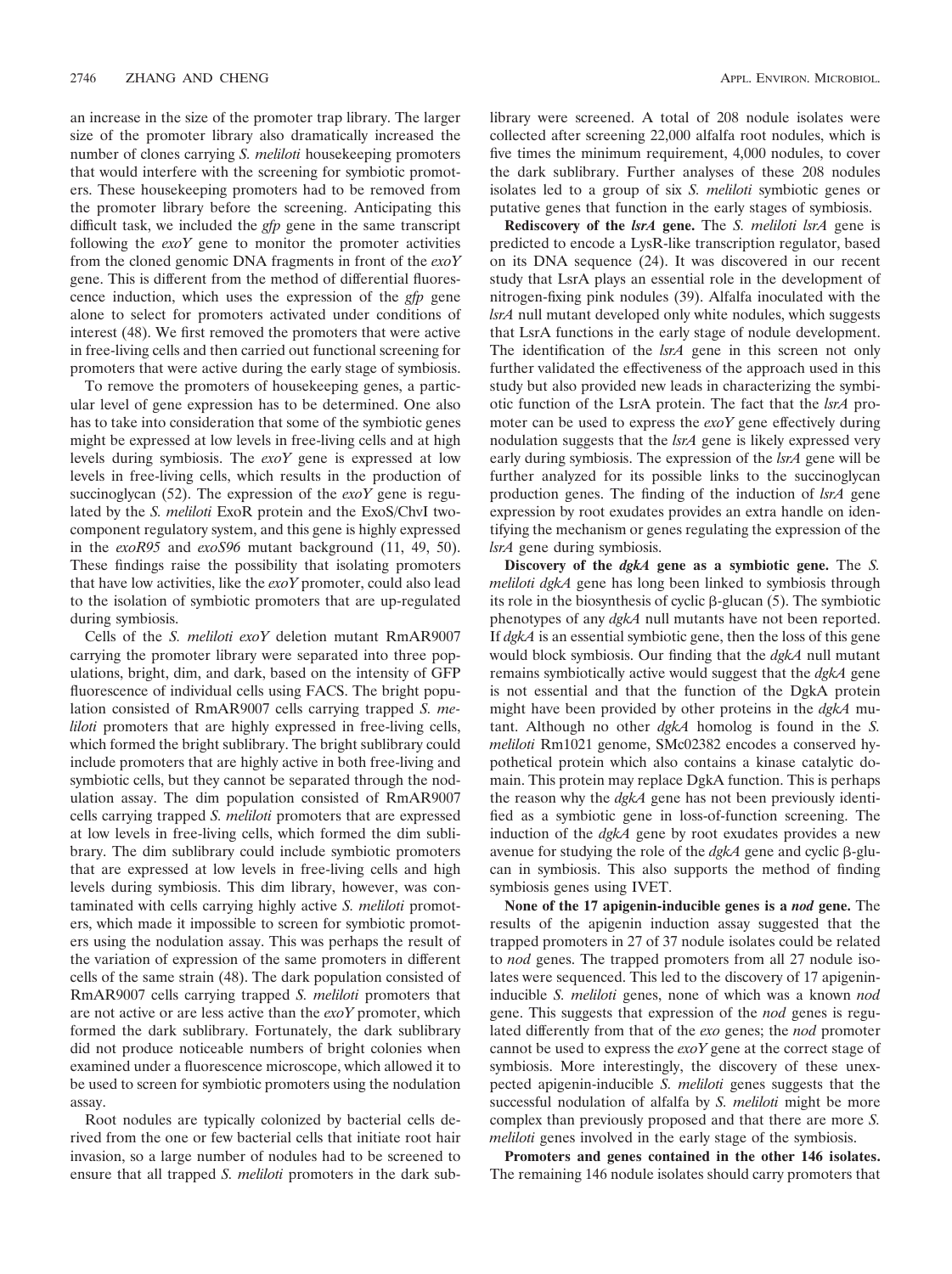an increase in the size of the promoter trap library. The larger size of the promoter library also dramatically increased the number of clones carrying *S. meliloti* housekeeping promoters that would interfere with the screening for symbiotic promoters. These housekeeping promoters had to be removed from the promoter library before the screening. Anticipating this difficult task, we included the *gfp* gene in the same transcript following the *exoY* gene to monitor the promoter activities from the cloned genomic DNA fragments in front of the *exoY* gene. This is different from the method of differential fluorescence induction, which uses the expression of the *gfp* gene alone to select for promoters activated under conditions of interest (48). We first removed the promoters that were active in free-living cells and then carried out functional screening for promoters that were active during the early stage of symbiosis.

To remove the promoters of housekeeping genes, a particular level of gene expression has to be determined. One also has to take into consideration that some of the symbiotic genes might be expressed at low levels in free-living cells and at high levels during symbiosis. The *exoY* gene is expressed at low levels in free-living cells, which results in the production of succinoglycan (52). The expression of the *exoY* gene is regulated by the *S. meliloti* ExoR protein and the ExoS/ChvI two-component regulatory system, and this gene is highly expressed in the *exoR95* and *exoS96* mutant background (11, 49, 50). These findings raise the possibility that isolating promoters that have low activities, like the *exoY* promoter, could also lead to the isolation of symbiotic promoters that are up-regulated during symbiosis.

Cells of the *S. meliloti exoY* deletion mutant RmAR9007 carrying the promoter library were separated into three populations, bright, dim, and dark, based on the intensity of GFP fluorescence of individual cells using FACS. The bright population consisted of RmAR9007 cells carrying trapped *S. meliloti* promoters that are highly expressed in free-living cells, which formed the bright sublibrary. The bright sublibrary could include promoters that are highly active in both free-living and symbiotic cells, but they cannot be separated through the nodulation assay. The dim population consisted of RmAR9007 cells carrying trapped *S. meliloti* promoters that are expressed at low levels in free-living cells, which formed the dim sublibrary. The dim sublibrary could include symbiotic promoters that are expressed at low levels in free-living cells and high levels during symbiosis. This dim library, however, was contaminated with cells carrying highly active *S. meliloti* promoters, which made it impossible to screen for symbiotic promoters using the nodulation assay. This was perhaps the result of the variation of expression of the same promoters in different cells of the same strain (48). The dark population consisted of RmAR9007 cells carrying trapped *S. meliloti* promoters that are not active or are less active than the *exoY* promoter, which formed the dark sublibrary. Fortunately, the dark sublibrary did not produce noticeable numbers of bright colonies when examined under a fluorescence microscope, which allowed it to be used to screen for symbiotic promoters using the nodulation assay.

Root nodules are typically colonized by bacterial cells derived from the one or few bacterial cells that initiate root hair invasion, so a large number of nodules had to be screened to ensure that all trapped *S. meliloti* promoters in the dark sublibrary were screened. A total of 208 nodule isolates were collected after screening 22,000 alfalfa root nodules, which is five times the minimum requirement, 4,000 nodules, to cover the dark sublibrary. Further analyses of these 208 nodules isolates led to a group of six *S. meliloti* symbiotic genes or putative genes that function in the early stages of symbiosis.

**Rediscovery of the *lsrA* gene.** The *S. meliloti lsrA* gene is predicted to encode a LysR-like transcription regulator, based on its DNA sequence (24). It was discovered in our recent study that LsrA plays an essential role in the development of nitrogen-fixing pink nodules (39). Alfalfa inoculated with the *lsrA* null mutant developed only white nodules, which suggests that LsrA functions in the early stage of nodule development. The identification of the *lsrA* gene in this screen not only further validated the effectiveness of the approach used in this study but also provided new leads in characterizing the symbiotic function of the LsrA protein. The fact that the *lsrA* promoter can be used to express the *exoY* gene effectively during nodulation suggests that the *lsrA* gene is likely expressed very early during symbiosis. The expression of the *lsrA* gene will be further analyzed for its possible links to the succinoglycan production genes. The finding of the induction of *lsrA* gene expression by root exudates provides an extra handle on identifying the mechanism or genes regulating the expression of the *lsrA* gene during symbiosis.

**Discovery of the *dgkA* gene as a symbiotic gene.** The *S. meliloti dgkA* gene has long been linked to symbiosis through its role in the biosynthesis of cyclic β-glucan (5). The symbiotic phenotypes of any *dgkA* null mutants have not been reported. If *dgkA* is an essential symbiotic gene, then the loss of this gene would block symbiosis. Our finding that the *dgkA* null mutant remains symbiotically active would suggest that the *dgkA* gene is not essential and that the function of the DgkA protein might have been provided by other proteins in the *dgkA* mutant. Although no other *dgkA* homolog is found in the *S. meliloti* Rm1021 genome, SMc02382 encodes a conserved hypothetical protein which also contains a kinase catalytic domain. This protein may replace DgkA function. This is perhaps the reason why the *dgkA* gene has not been previously identified as a symbiotic gene in loss-of-function screening. The induction of the *dgkA* gene by root exudates provides a new avenue for studying the role of the *dgkA* gene and cyclic β-glucan in symbiosis. This also supports the method of finding symbiosis genes using IVET.

**None of the 17 apigenin-inducible genes is a *nod* gene.** The results of the apigenin induction assay suggested that the trapped promoters in 27 of 37 nodule isolates could be related to *nod* genes. The trapped promoters from all 27 nodule isolates were sequenced. This led to the discovery of 17 apigenin-inducible *S. meliloti* genes, none of which was a known *nod* gene. This suggests that expression of the *nod* genes is regulated differently from that of the *exo* genes; the *nod* promoter cannot be used to express the *exoY* gene at the correct stage of symbiosis. More interestingly, the discovery of these unexpected apigenin-inducible *S. meliloti* genes suggests that the successful nodulation of alfalfa by *S. meliloti* might be more complex than previously proposed and that there are more *S. meliloti* genes involved in the early stage of the symbiosis.

**Promoters and genes contained in the other 146 isolates.** The remaining 146 nodule isolates should carry promoters that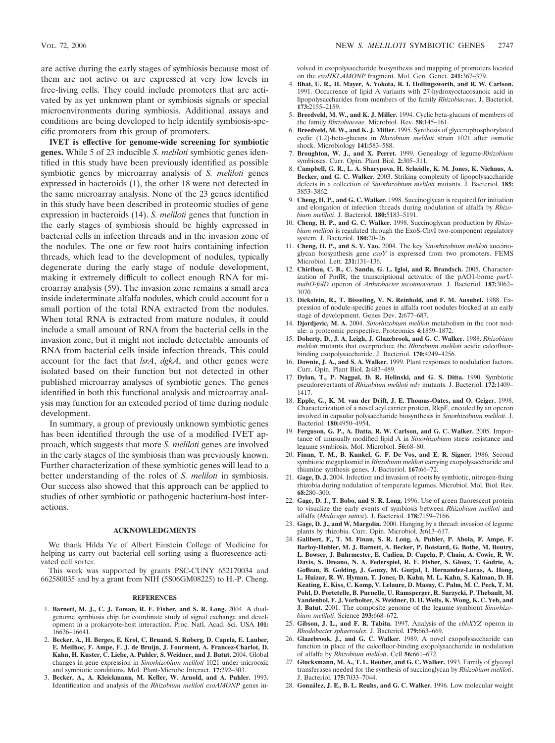are active during the early stages of symbiosis because most of them are not active or are expressed at very low levels in free-living cells. They could include promoters that are activated by as yet unknown plant or symbiosis signals or special microenvironments during symbiosis. Additional assays and conditions are being developed to help identify symbiosis-specific promoters from this group of promoters.

**IVET is effective for genome-wide screening for symbiotic genes.** While 5 of 23 inducible *S. meliloti* symbiotic genes identified in this study have been previously identified as possible symbiotic genes by microarray analysis of *S. meliloti* genes expressed in bacteroids (1), the other 18 were not detected in the same microarray analysis. None of the 23 genes identified in this study have been described in proteomic studies of gene expression in bacteroids (14). *S. meliloti* genes that function in the early stages of symbiosis should be highly expressed in bacterial cells in infection threads and in the invasion zone of the nodules. The one or few root hairs containing infection threads, which lead to the development of nodules, typically degenerate during the early stage of nodule development, making it extremely difficult to collect enough RNA for microarray analysis (59). The invasion zone remains a small area inside indeterminate alfalfa nodules, which could account for a small portion of the total RNA extracted from the nodules. When total RNA is extracted from mature nodules, it could include a small amount of RNA from the bacterial cells in the invasion zone, but it might not include detectable amounts of RNA from bacterial cells inside infection threads. This could account for the fact that *lsrA*, *dgkA*, and other genes were isolated based on their function but not detected in other published microarray analyses of symbiotic genes. The genes identified in both this functional analysis and microarray analysis may function for an extended period of time during nodule development.

In summary, a group of previously unknown symbiotic genes has been identified through the use of a modified IVET approach, which suggests that more *S. meliloti* genes are involved in the early stages of the symbiosis than was previously known. Further characterization of these symbiotic genes will lead to a better understanding of the roles of *S. meliloti* in symbiosis. Our success also showed that this approach can be applied to studies of other symbiotic or pathogenic bacterium-host interactions.

## ACKNOWLEDGMENTS

We thank Hilda Ye of Albert Einstein College of Medicine for helping us carry out bacterial cell sorting using a fluorescence-activated cell sorter.

This work was supported by grants PSC-CUNY 652170034 and 662580035 and by a grant from NIH (5S06GM08225) to H.-P. Cheng.

## REFERENCES

1. **Barnett, M. J., C. J. Toman, R. F. Fisher, and S. R. Long.** 2004. A dual-genome symbiosis chip for coordinate study of signal exchange and development in a prokaryote-host interaction. Proc. Natl. Acad. Sci. USA **101:** 16636–16641.
2. **Becker, A., H. Berges, E. Krol, C. Bruand, S. Ruberg, D. Capela, E. Lauber, E. Meilhoc, F. Ampe, F. J. de Bruijn, J. Fourment, A. Francez-Charlot, D. Kahn, H. Kuster, C. Liebe, A. Puhler, S. Weidner, and J. Batut.** 2004. Global changes in gene expression in *Sinorhizobium meliloti* 1021 under microoxic and symbiotic conditions. Mol. Plant-Microbe Interact. **17:**292–303.
3. **Becker, A., A. Kleickmann, M. Keller, W. Arnold, and A. Puhler.** 1993. Identification and analysis of the *Rhizobium meliloti exoAMONP* genes involved in exopolysaccharide biosynthesis and mapping of promoters located on the *exoHKLAMONP* fragment. Mol. Gen. Genet. **241:**367–379.
4. **Bhat, U. R., H. Mayer, A. Yokota, R. I. Hollingsworth, and R. W. Carlson.** 1991. Occurrence of lipid A variants with 27-hydroxyoctacosanoic acid in lipopolysaccharides from members of the family *Rhizobiaceae*. J. Bacteriol. **173:**2155–2159.
5. **Breedveld, M. W., and K. J. Miller.** 1994. Cyclic beta-glucans of members of the family *Rhizobiaceae*. Microbiol. Rev. **58:**145–161.
6. **Breedveld, M. W., and K. J. Miller.** 1995. Synthesis of glycerophosphorylated cyclic (1,2)-beta-glucans in *Rhizobium meliloti* strain 1021 after osmotic shock. Microbiology **141:**583–588.
7. **Broughton, W. J., and X. Perret.** 1999. Genealogy of legume-*Rhizobium* symbioses. Curr. Opin. Plant Biol. **2:**305–311.
8. **Campbell, G. R., L. A. Sharypova, H. Scheidle, K. M. Jones, K. Niehaus, A. Becker, and G. C. Walker.** 2003. Striking complexity of lipopolysaccharide defects in a collection of *Sinorhizobium meliloti* mutants. J. Bacteriol. **185:** 3853–3862.
9. **Cheng, H. P., and G. C. Walker.** 1998. Succinoglycan is required for initiation and elongation of infection threads during nodulation of alfalfa by *Rhizobium meliloti*. J. Bacteriol. **180:**5183–5191.
10. **Cheng, H. P., and G. C. Walker.** 1998. Succinoglycan production by *Rhizobium meliloti* is regulated through the ExoS-ChvI two-component regulatory system. J. Bacteriol. **180:**20–26.
11. **Cheng, H. P., and S. Y. Yao.** 2004. The key *Sinorhizobium meliloti* succinoglycan biosynthesis gene *exoY* is expressed from two promoters. FEMS Microbiol. Lett. **231:**131–136.
12. **Chiribau, C. B., C. Sandu, G. L. Igloi, and R. Brandsch.** 2005. Characterization of PmfR, the transcriptional activator of the pAO1-borne *purU-mabO-folD* operon of *Arthrobacter nicotinovorans*. J. Bacteriol. **187:**3062–3070.
13. **Dickstein, R., T. Bisseling, V. N. Reinhold, and F. M. Ausubel.** 1988. Expression of nodule-specific genes in alfalfa root nodules blocked at an early stage of development. Genes Dev. **2:**677–687.
14. **Djordjevic, M. A.** 2004. *Sinorhizobium meliloti* metabolism in the root nodule: a proteomic perspective. Proteomics **4:**1859–1872.
15. **Doherty, D., J. A. Leigh, J. Glazebrook, and G. C. Walker.** 1988. *Rhizobium meliloti* mutants that overproduce the *Rhizobium meliloti* acidic calcofluor-binding exopolysaccharide. J. Bacteriol. **170:**4249–4256.
16. **Downie, J. A., and S. A. Walker.** 1999. Plant responses to nodulation factors. Curr. Opin. Plant Biol. **2:**483–489.
17. **Dylan, T., P. Nagpal, D. R. Helinski, and G. S. Ditta.** 1990. Symbiotic pseudorevertants of *Rhizobium meliloti ndv* mutants. J. Bacteriol. **172:**1409–1417.
18. **Epple, G., K. M. van der Drift, J. E. Thomas-Oates, and O. Geiger.** 1998. Characterization of a novel acyl carrier protein, RkpF, encoded by an operon involved in capsular polysaccharide biosynthesis in *Sinorhizobium meliloti*. J. Bacteriol. **180:**4950–4954.
19. **Ferguson, G. P., A. Datta, R. W. Carlson, and G. C. Walker.** 2005. Importance of unusually modified lipid A in *Sinorhizobium* stress resistance and legume symbiosis. Mol. Microbiol. **56:**68–80.
20. **Finan, T. M., B. Kunkel, G. F. De Vos, and E. R. Signer.** 1986. Second symbiotic megaplasmid in *Rhizobium meliloti* carrying exopolysaccharide and thiamine synthesis genes. J. Bacteriol. **167:**66–72.
21. **Gage, D. J.** 2004. Infection and invasion of roots by symbiotic, nitrogen-fixing rhizobia during nodulation of temperate legumes. Microbiol. Mol. Biol. Rev. **68:**280–300.
22. **Gage, D. J., T. Bobo, and S. R. Long.** 1996. Use of green fluorescent protein to visualize the early events of symbiosis between *Rhizobium meliloti* and alfalfa (*Medicago sativa*). J. Bacteriol. **178:**7159–7166.
23. **Gage, D. J., and W. Margolin.** 2000. Hanging by a thread: invasion of legume plants by rhizobia. Curr. Opin. Microbiol. **3:**613–617.
24. **Galibert, F., T. M. Finan, S. R. Long, A. Puhler, P. Abola, F. Ampe, F. Barloy-Hubler, M. J. Barnett, A. Becker, P. Boistard, G. Bothe, M. Boutry, L. Bowser, J. Buhrmester, E. Cadieu, D. Capela, P. Chain, A. Cowie, R. W. Davis, S. Dreano, N. A. Federspiel, R. F. Fisher, S. Gloux, T. Godrie, A. Goffeau, B. Golding, J. Gouzy, M. Gurjal, I. Hernandez-Lucas, A. Hong, L. Huizar, R. W. Hyman, T. Jones, D. Kahn, M. L. Kahn, S. Kalman, D. H. Keating, E. Kiss, C. Komp, V. Lelaure, D. Masuy, C. Palm, M. C. Peck, T. M. Pohl, D. Portetelle, B. Purnelle, U. Ramsperger, R. Surzycki, P. Thebault, M. Vandenbol, F. J. Vorholter, S. Weidner, D. H. Wells, K. Wong, K. C. Yeh, and J. Batut.** 2001. The composite genome of the legume symbiont *Sinorhizobium meliloti*. Science **293:**668–672.
25. **Gibson, J. L., and F. R. Tabita.** 1997. Analysis of the *cbbXYZ* operon in *Rhodobacter sphaeroides*. J. Bacteriol. **179:**663–669.
26. **Glazebrook, J., and G. C. Walker.** 1989. A novel exopolysaccharide can function in place of the calcofluor-binding exopolysaccharide in nodulation of alfalfa by *Rhizobium meliloti*. Cell **56:**661–672.
27. **Glucksmann, M. A., T. L. Reuber, and G. C. Walker.** 1993. Family of glycosyl transferases needed for the synthesis of succinoglycan by *Rhizobium meliloti*. J. Bacteriol. **175:**7033–7044.
28. **González, J. E., B. L. Reuhs, and G. C. Walker.** 1996. Low molecular weight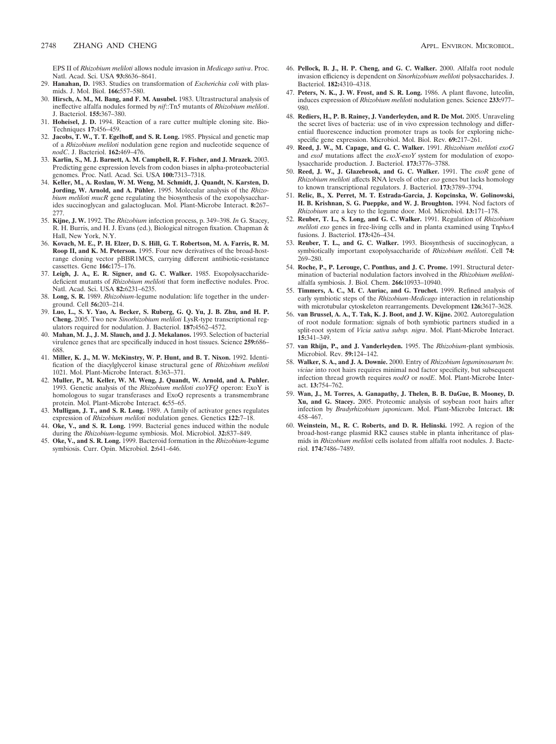EPS II of *Rhizobium meliloti* allows nodule invasion in *Medicago sativa*. Proc. Natl. Acad. Sci. USA **93:**8636–8641.

29. **Hanahan, D.** 1983. Studies on transformation of *Escherichia coli* with plasmids. J. Mol. Biol. **166:**557–580.
30. **Hirsch, A. M., M. Bang, and F. M. Ausubel.** 1983. Ultrastructural analysis of ineffective alfalfa nodules formed by *nif*::Tn*5* mutants of *Rhizobium meliloti*. J. Bacteriol. **155:**367–380.
31. **Hoheisel, J. D.** 1994. Reaction of a rare cutter multiple cloning site. BioTechniques **17:**456–459.
32. **Jacobs, T. W., T. T. Egelhoff, and S. R. Long.** 1985. Physical and genetic map of a *Rhizobium meliloti* nodulation gene region and nucleotide sequence of *nodC*. J. Bacteriol. **162:**469–476.
33. **Karlin, S., M. J. Barnett, A. M. Campbell, R. F. Fisher, and J. Mrazek.** 2003. Predicting gene expression levels from codon biases in alpha-proteobacterial genomes. Proc. Natl. Acad. Sci. USA **100:**7313–7318.
34. **Keller, M., A. Roxlau, W. M. Weng, M. Schmidt, J. Quandt, N. Karsten, D. Jording, W. Arnold, and A. Pühler.** 1995. Molecular analysis of the *Rhizobium meliloti mucR* gene regulating the biosynthesis of the exopolysaccharides succinoglycan and galactoglucan. Mol. Plant-Microbe Interact. **8:**267–277.
35. **Kijne, J. W.** 1992. The *Rhizobium* infection process, p. 349–398. *In* G. Stacey, R. H. Burris, and H. J. Evans (ed.), Biological nitrogen fixation. Chapman & Hall, New York, N.Y.
36. **Kovach, M. E., P. H. Elzer, D. S. Hill, G. T. Robertson, M. A. Farris, R. M. Roop II, and K. M. Peterson.** 1995. Four new derivatives of the broad-host-range cloning vector pBBR1MCS, carrying different antibiotic-resistance cassettes. Gene **166:**175–176.
37. **Leigh, J. A., E. R. Signer, and G. C. Walker.** 1985. Exopolysaccharide-deficient mutants of *Rhizobium meliloti* that form ineffective nodules. Proc. Natl. Acad. Sci. USA **82:**6231–6235.
38. **Long, S. R.** 1989. *Rhizobium*-legume nodulation: life together in the underground. Cell **56:**203–214.
39. **Luo, L., S. Y. Yao, A. Becker, S. Ruberg, G. Q. Yu, J. B. Zhu, and H. P. Cheng.** 2005. Two new *Sinorhizobium meliloti* LysR-type transcriptional regulators required for nodulation. J. Bacteriol. **187:**4562–4572.
40. **Mahan, M. J., J. M. Slauch, and J. J. Mekalanos.** 1993. Selection of bacterial virulence genes that are specifically induced in host tissues. Science **259:**686–688.
41. **Miller, K. J., M. W. McKinstry, W. P. Hunt, and B. T. Nixon.** 1992. Identification of the diacylglycerol kinase structural gene of *Rhizobium meliloti* 1021. Mol. Plant-Microbe Interact. **5:**363–371.
42. **Muller, P., M. Keller, W. M. Weng, J. Quandt, W. Arnold, and A. Puhler.** 1993. Genetic analysis of the *Rhizobium meliloti exoYFQ* operon: ExoY is homologous to sugar transferases and ExoQ represents a transmembrane protein. Mol. Plant-Microbe Interact. **6:**55–65.
43. **Mulligan, J. T., and S. R. Long.** 1989. A family of activator genes regulates expression of *Rhizobium meliloti* nodulation genes. Genetics **122:**7–18.
44. **Oke, V., and S. R. Long.** 1999. Bacterial genes induced within the nodule during the *Rhizobium*-legume symbiosis. Mol. Microbiol. **32:**837–849.
45. **Oke, V., and S. R. Long.** 1999. Bacteroid formation in the *Rhizobium*-legume symbiosis. Curr. Opin. Microbiol. **2:**641–646.
46. **Pellock, B. J., H. P. Cheng, and G. C. Walker.** 2000. Alfalfa root nodule invasion efficiency is dependent on *Sinorhizobium meliloti* polysaccharides. J. Bacteriol. **182:**4310–4318.
47. **Peters, N. K., J. W. Frost, and S. R. Long.** 1986. A plant flavone, luteolin, induces expression of *Rhizobium meliloti* nodulation genes. Science **233:**977–980.
48. **Rediers, H., P. B. Rainey, J. Vanderleyden, and R. De Mot.** 2005. Unraveling the secret lives of bacteria: use of in vivo expression technology and differential fluorescence induction promoter traps as tools for exploring niche-specific gene expression. Microbiol. Mol. Biol. Rev. **69:**217–261.
49. **Reed, J. W., M. Capage, and G. C. Walker.** 1991. *Rhizobium meliloti exoG* and *exoJ* mutations affect the *exoX-exoY* system for modulation of exopolysaccharide production. J. Bacteriol. **173:**3776–3788.
50. **Reed, J. W., J. Glazebrook, and G. C. Walker.** 1991. The *exoR* gene of *Rhizobium meliloti* affects RNA levels of other *exo* genes but lacks homology to known transcriptional regulators. J. Bacteriol. **173:**3789–3794.
51. **Relic, B., X. Perret, M. T. Estrada-Garcia, J. Kopcinska, W. Golinowski, H. B. Krishnan, S. G. Pueppke, and W. J. Broughton.** 1994. Nod factors of *Rhizobium* are a key to the legume door. Mol. Microbiol. **13:**171–178.
52. **Reuber, T. L., S. Long, and G. C. Walker.** 1991. Regulation of *Rhizobium meliloti exo* genes in free-living cells and in planta examined using Tn*phoA* fusions. J. Bacteriol. **173:**426–434.
53. **Reuber, T. L., and G. C. Walker.** 1993. Biosynthesis of succinoglycan, a symbiotically important exopolysaccharide of *Rhizobium meliloti*. Cell **74:**269–280.
54. **Roche, P., P. Lerouge, C. Ponthus, and J. C. Prome.** 1991. Structural determination of bacterial nodulation factors involved in the *Rhizobium meliloti*-alfalfa symbiosis. J. Biol. Chem. **266:**10933–10940.
55. **Timmers, A. C., M. C. Auriac, and G. Truchet.** 1999. Refined analysis of early symbiotic steps of the *Rhizobium*-*Medicago* interaction in relationship with microtubular cytoskeleton rearrangements. Development **126:**3617–3628.
56. **van Brussel, A. A., T. Tak, K. J. Boot, and J. W. Kijne.** 2002. Autoregulation of root nodule formation: signals of both symbiotic partners studied in a split-root system of *Vicia sativa subsp. nigra*. Mol. Plant-Microbe Interact. **15:**341–349.
57. **van Rhijn, P., and J. Vanderleyden.** 1995. The *Rhizobium*-plant symbiosis. Microbiol. Rev. **59:**124–142.
58. **Walker, S. A., and J. A. Downie.** 2000. Entry of *Rhizobium leguminosarum bv. viciae* into root hairs requires minimal nod factor specificity, but subsequent infection thread growth requires *nodO* or *nodE*. Mol. Plant-Microbe Interact. **13:**754–762.
59. **Wan, J., M. Torres, A. Ganapathy, J. Thelen, B. B. DaGue, B. Mooney, D. Xu, and G. Stacey.** 2005. Proteomic analysis of soybean root hairs after infection by *Bradyrhizobium japonicum*. Mol. Plant-Microbe Interact. **18:**458–467.
60. **Weinstein, M., R. C. Roberts, and D. R. Helinski.** 1992. A region of the broad-host-range plasmid RK2 causes stable in planta inheritance of plasmids in *Rhizobium meliloti* cells isolated from alfalfa root nodules. J. Bacteriol. **174:**7486–7489.